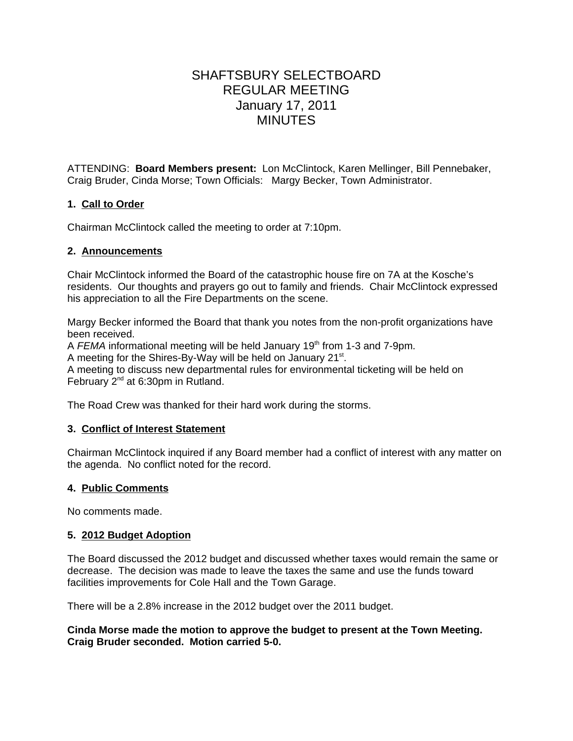# SHAFTSBURY SELECTBOARD
# REGULAR MEETING
# January 17, 2011
# MINUTES

ATTENDING: **Board Members present:** Lon McClintock, Karen Mellinger, Bill Pennebaker, Craig Bruder, Cinda Morse; Town Officials: Margy Becker, Town Administrator.

### 1. Call to Order

Chairman McClintock called the meeting to order at 7:10pm.

### 2. Announcements

Chair McClintock informed the Board of the catastrophic house fire on 7A at the Kosche's residents. Our thoughts and prayers go out to family and friends. Chair McClintock expressed his appreciation to all the Fire Departments on the scene.

Margy Becker informed the Board that thank you notes from the non-profit organizations have been received.
A *FEMA* informational meeting will be held January 19th from 1-3 and 7-9pm.
A meeting for the Shires-By-Way will be held on January 21st.
A meeting to discuss new departmental rules for environmental ticketing will be held on February 2nd at 6:30pm in Rutland.

The Road Crew was thanked for their hard work during the storms.

### 3. Conflict of Interest Statement

Chairman McClintock inquired if any Board member had a conflict of interest with any matter on the agenda. No conflict noted for the record.

### 4. Public Comments

No comments made.

### 5. 2012 Budget Adoption

The Board discussed the 2012 budget and discussed whether taxes would remain the same or decrease. The decision was made to leave the taxes the same and use the funds toward facilities improvements for Cole Hall and the Town Garage.

There will be a 2.8% increase in the 2012 budget over the 2011 budget.

**Cinda Morse made the motion to approve the budget to present at the Town Meeting. Craig Bruder seconded. Motion carried 5-0.**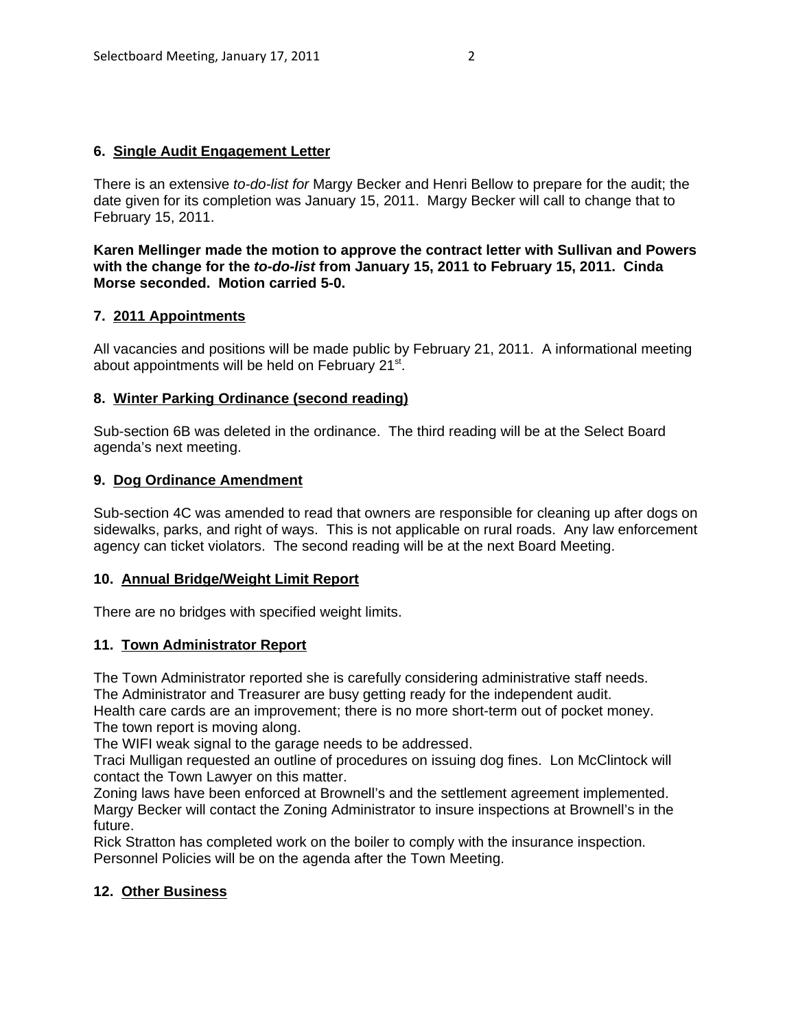**6. Single Audit Engagement Letter**

There is an extensive *to-do-list for* Margy Becker and Henri Bellow to prepare for the audit; the date given for its completion was January 15, 2011. Margy Becker will call to change that to February 15, 2011.

**Karen Mellinger made the motion to approve the contract letter with Sullivan and Powers with the change for the *to-do-list* from January 15, 2011 to February 15, 2011. Cinda Morse seconded. Motion carried 5-0.**

**7. 2011 Appointments**

All vacancies and positions will be made public by February 21, 2011. A informational meeting about appointments will be held on February 21st.

**8. Winter Parking Ordinance (second reading)**

Sub-section 6B was deleted in the ordinance. The third reading will be at the Select Board agenda's next meeting.

**9. Dog Ordinance Amendment**

Sub-section 4C was amended to read that owners are responsible for cleaning up after dogs on sidewalks, parks, and right of ways. This is not applicable on rural roads. Any law enforcement agency can ticket violators. The second reading will be at the next Board Meeting.

**10. Annual Bridge/Weight Limit Report**

There are no bridges with specified weight limits.

**11. Town Administrator Report**

The Town Administrator reported she is carefully considering administrative staff needs.
The Administrator and Treasurer are busy getting ready for the independent audit.
Health care cards are an improvement; there is no more short-term out of pocket money.
The town report is moving along.
The WIFI weak signal to the garage needs to be addressed.
Traci Mulligan requested an outline of procedures on issuing dog fines. Lon McClintock will contact the Town Lawyer on this matter.
Zoning laws have been enforced at Brownell's and the settlement agreement implemented. Margy Becker will contact the Zoning Administrator to insure inspections at Brownell's in the future.
Rick Stratton has completed work on the boiler to comply with the insurance inspection.
Personnel Policies will be on the agenda after the Town Meeting.

**12. Other Business**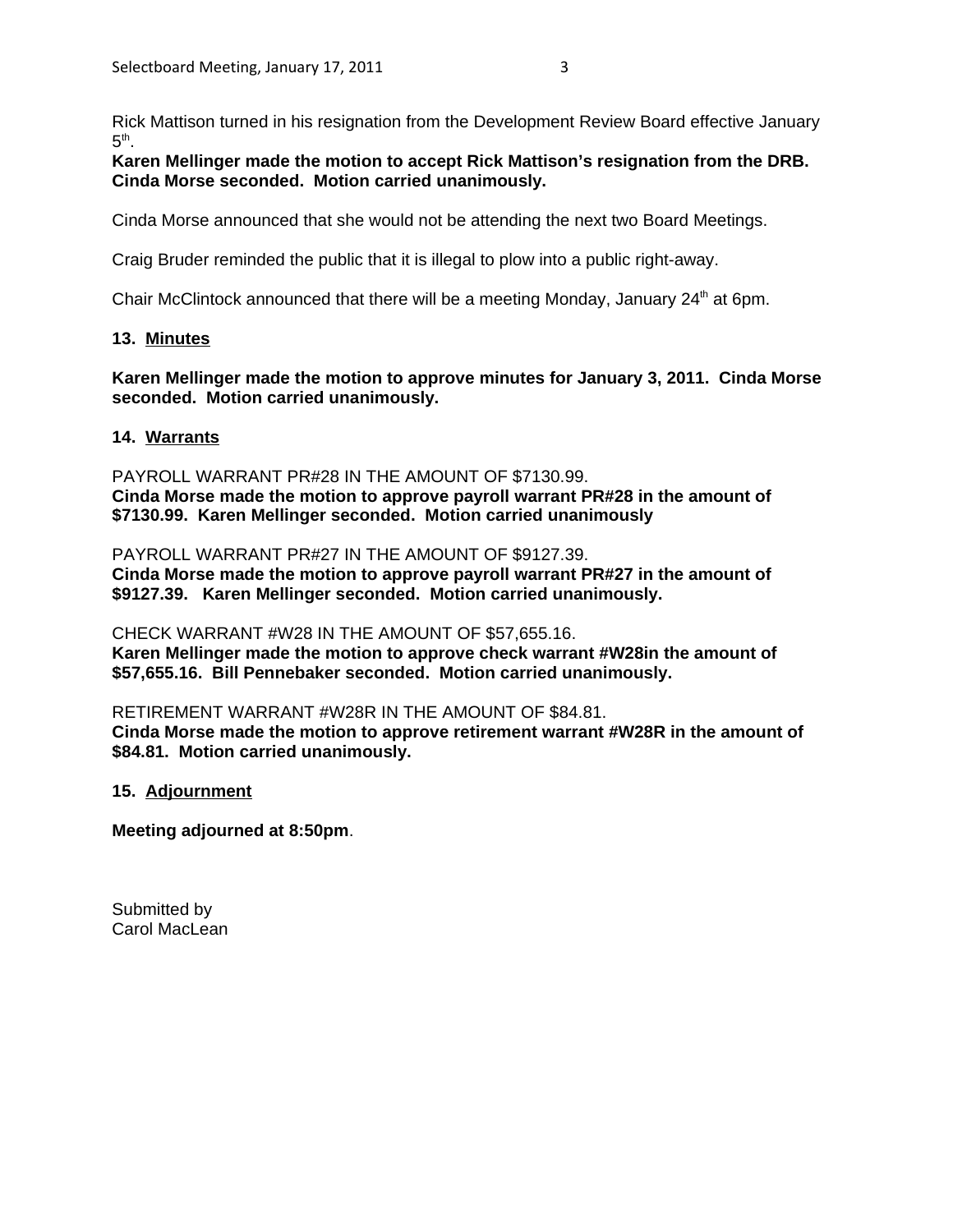Rick Mattison turned in his resignation from the Development Review Board effective January 5th.

**Karen Mellinger made the motion to accept Rick Mattison's resignation from the DRB. Cinda Morse seconded. Motion carried unanimously.**

Cinda Morse announced that she would not be attending the next two Board Meetings.

Craig Bruder reminded the public that it is illegal to plow into a public right-away.

Chair McClintock announced that there will be a meeting Monday, January 24th at 6pm.

**13. <u>Minutes</u>**

**Karen Mellinger made the motion to approve minutes for January 3, 2011. Cinda Morse seconded. Motion carried unanimously.**

**14. <u>Warrants</u>**

PAYROLL WARRANT PR#28 IN THE AMOUNT OF $7130.99.
**Cinda Morse made the motion to approve payroll warrant PR#28 in the amount of $7130.99. Karen Mellinger seconded. Motion carried unanimously**

PAYROLL WARRANT PR#27 IN THE AMOUNT OF $9127.39.
**Cinda Morse made the motion to approve payroll warrant PR#27 in the amount of $9127.39. Karen Mellinger seconded. Motion carried unanimously.**

CHECK WARRANT #W28 IN THE AMOUNT OF $57,655.16.
**Karen Mellinger made the motion to approve check warrant #W28in the amount of $57,655.16. Bill Pennebaker seconded. Motion carried unanimously.**

RETIREMENT WARRANT #W28R IN THE AMOUNT OF $84.81.
**Cinda Morse made the motion to approve retirement warrant #W28R in the amount of $84.81. Motion carried unanimously.**

**15. <u>Adjournment</u>**

**Meeting adjourned at 8:50pm**.

Submitted by
Carol MacLean